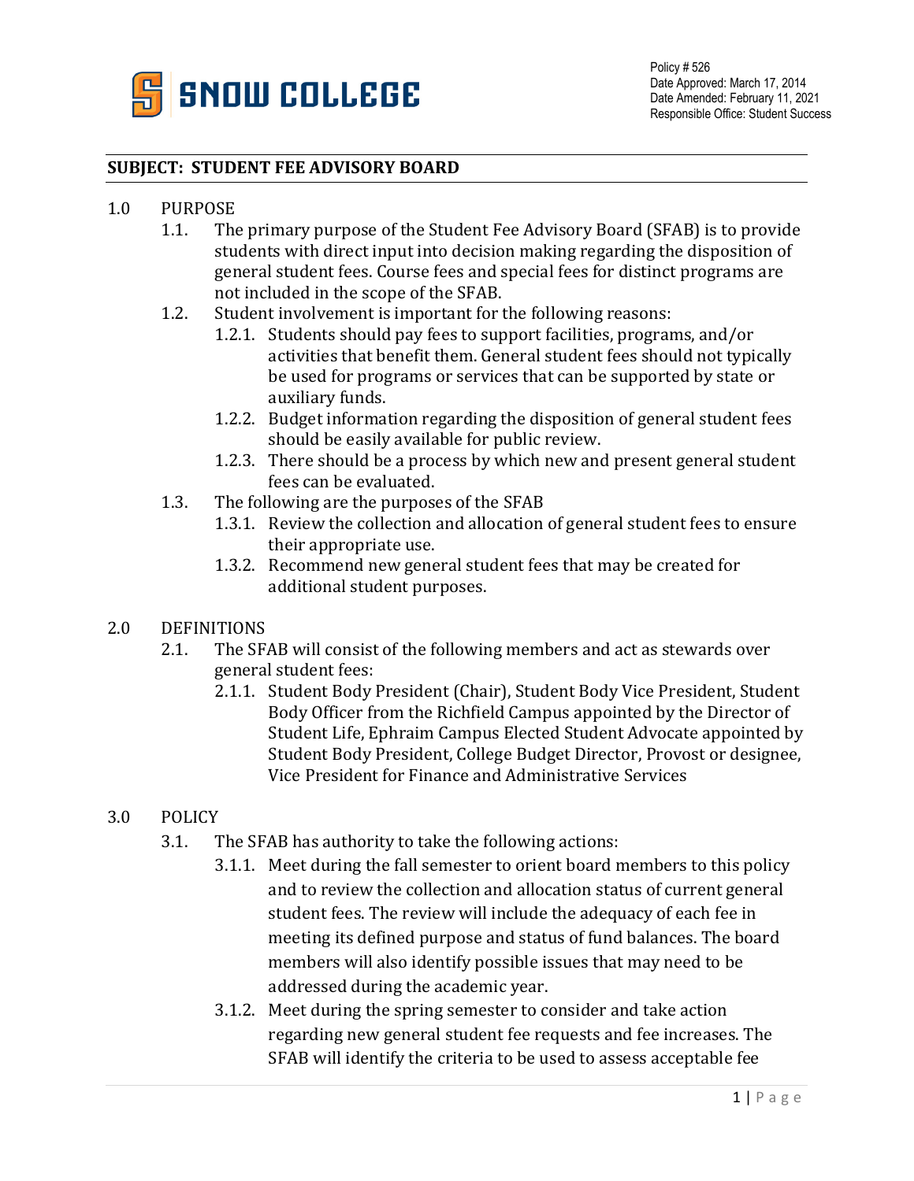Policy # 526
Date Approved: March 17, 2014
Date Amended: February 11, 2021
Responsible Office: Student Success

## SUBJECT: STUDENT FEE ADVISORY BOARD

1.0 PURPOSE

1.1. The primary purpose of the Student Fee Advisory Board (SFAB) is to provide students with direct input into decision making regarding the disposition of general student fees. Course fees and special fees for distinct programs are not included in the scope of the SFAB.

1.2. Student involvement is important for the following reasons:

1.2.1. Students should pay fees to support facilities, programs, and/or activities that benefit them. General student fees should not typically be used for programs or services that can be supported by state or auxiliary funds.

1.2.2. Budget information regarding the disposition of general student fees should be easily available for public review.

1.2.3. There should be a process by which new and present general student fees can be evaluated.

1.3. The following are the purposes of the SFAB

1.3.1. Review the collection and allocation of general student fees to ensure their appropriate use.

1.3.2. Recommend new general student fees that may be created for additional student purposes.

2.0 DEFINITIONS

2.1. The SFAB will consist of the following members and act as stewards over general student fees:

2.1.1. Student Body President (Chair), Student Body Vice President, Student Body Officer from the Richfield Campus appointed by the Director of Student Life, Ephraim Campus Elected Student Advocate appointed by Student Body President, College Budget Director, Provost or designee, Vice President for Finance and Administrative Services

3.0 POLICY

3.1. The SFAB has authority to take the following actions:

3.1.1. Meet during the fall semester to orient board members to this policy and to review the collection and allocation status of current general student fees. The review will include the adequacy of each fee in meeting its defined purpose and status of fund balances. The board members will also identify possible issues that may need to be addressed during the academic year.

3.1.2. Meet during the spring semester to consider and take action regarding new general student fee requests and fee increases. The SFAB will identify the criteria to be used to assess acceptable fee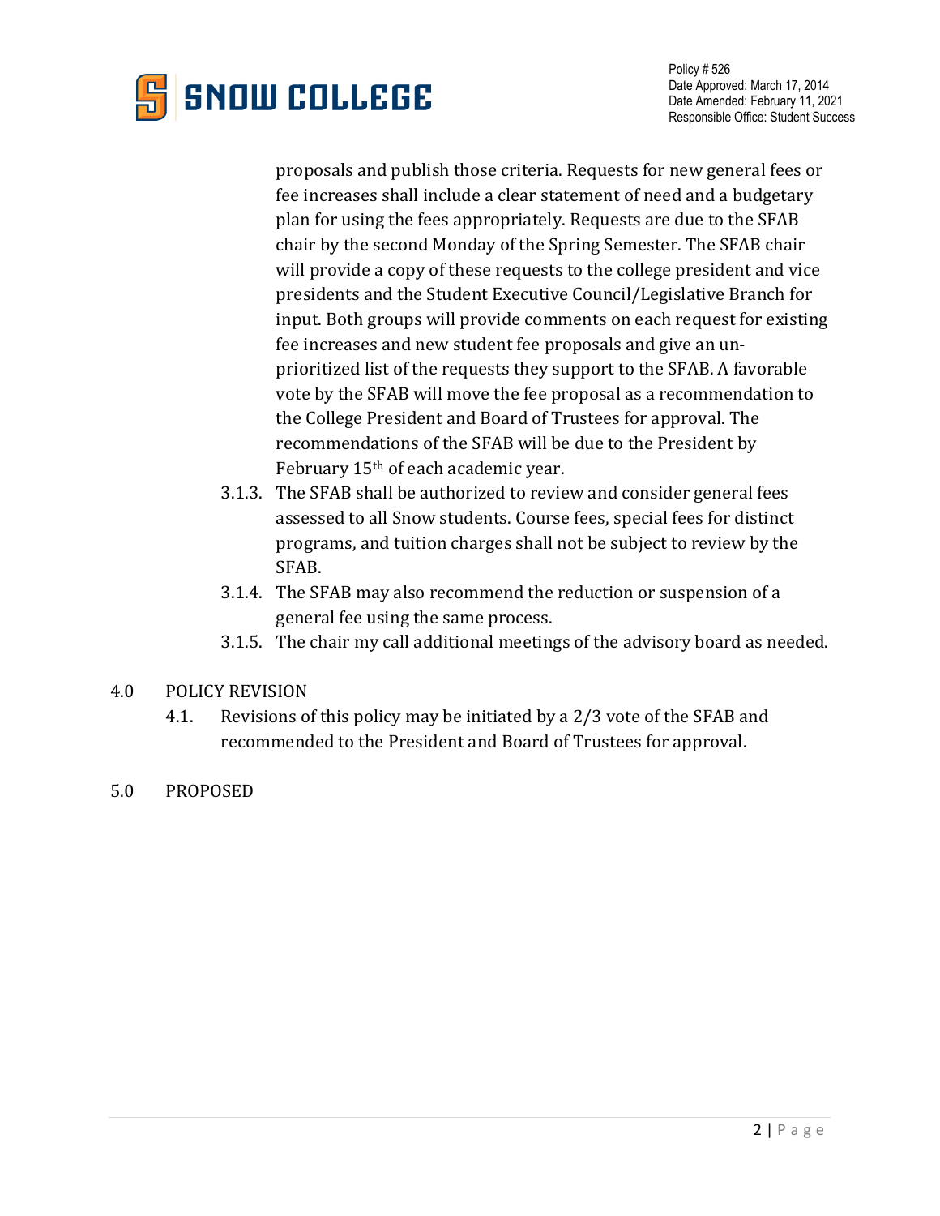proposals and publish those criteria. Requests for new general fees or fee increases shall include a clear statement of need and a budgetary plan for using the fees appropriately. Requests are due to the SFAB chair by the second Monday of the Spring Semester. The SFAB chair will provide a copy of these requests to the college president and vice presidents and the Student Executive Council/Legislative Branch for input. Both groups will provide comments on each request for existing fee increases and new student fee proposals and give an un-prioritized list of the requests they support to the SFAB. A favorable vote by the SFAB will move the fee proposal as a recommendation to the College President and Board of Trustees for approval. The recommendations of the SFAB will be due to the President by February 15th of each academic year.

3.1.3. The SFAB shall be authorized to review and consider general fees assessed to all Snow students. Course fees, special fees for distinct programs, and tuition charges shall not be subject to review by the SFAB.

3.1.4. The SFAB may also recommend the reduction or suspension of a general fee using the same process.

3.1.5. The chair my call additional meetings of the advisory board as needed.

## 4.0 POLICY REVISION

4.1. Revisions of this policy may be initiated by a 2/3 vote of the SFAB and recommended to the President and Board of Trustees for approval.

## 5.0 PROPOSED